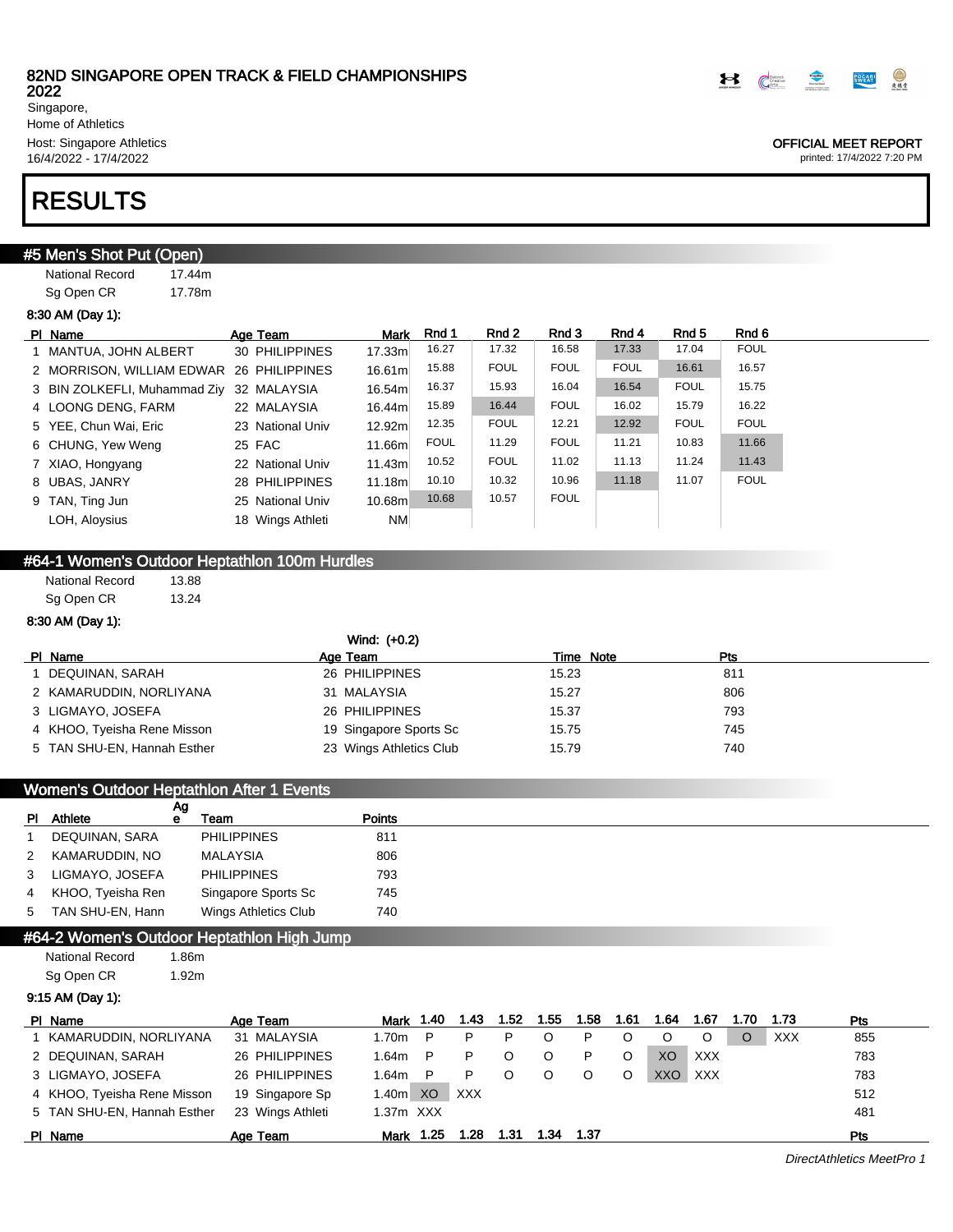82ND SINGAPORE OPEN TRACK & FIELD CHAMPIONSHIPS 2022

Singapore,
Home of Athletics
Host: Singapore Athletics
16/4/2022 - 17/4/2022

OFFICIAL MEET REPORT
printed: 17/4/2022 7:20 PM

# RESULTS

## #5 Men's Shot Put (Open)

National Record 17.44m
Sg Open CR 17.78m

8:30 AM (Day 1):

| Pl | Name | Age | Team | Mark | Rnd 1 | Rnd 2 | Rnd 3 | Rnd 4 | Rnd 5 | Rnd 6 |
|---|---|---|---|---|---|---|---|---|---|---|
| 1 | MANTUA, JOHN ALBERT | 30 | PHILIPPINES | 17.33m | 16.27 | 17.32 | 16.58 | 17.33 | 17.04 | FOUL |
| 2 | MORRISON, WILLIAM EDWAR | 26 | PHILIPPINES | 16.61m | 15.88 | FOUL | FOUL | FOUL | 16.61 | 16.57 |
| 3 | BIN ZOLKEFLI, Muhammad Ziy | 32 | MALAYSIA | 16.54m | 16.37 | 15.93 | 16.04 | 16.54 | FOUL | 15.75 |
| 4 | LOONG DENG, FARM | 22 | MALAYSIA | 16.44m | 15.89 | 16.44 | FOUL | 16.02 | 15.79 | 16.22 |
| 5 | YEE, Chun Wai, Eric | 23 | National Univ | 12.92m | 12.35 | FOUL | 12.21 | 12.92 | FOUL | FOUL |
| 6 | CHUNG, Yew Weng | 25 | FAC | 11.66m | FOUL | 11.29 | FOUL | 11.21 | 10.83 | 11.66 |
| 7 | XIAO, Hongyang | 22 | National Univ | 11.43m | 10.52 | FOUL | 11.02 | 11.13 | 11.24 | 11.43 |
| 8 | UBAS, JANRY | 28 | PHILIPPINES | 11.18m | 10.10 | 10.32 | 10.96 | 11.18 | 11.07 | FOUL |
| 9 | TAN, Ting Jun | 25 | National Univ | 10.68m | 10.68 | 10.57 | FOUL | | | |
| | LOH, Aloysius | 18 | Wings Athleti | NM | | | | | | |

## #64-1 Women's Outdoor Heptathlon 100m Hurdles

National Record 13.88
Sg Open CR 13.24

8:30 AM (Day 1):

Wind: (+0.2)

| Pl | Name | Age | Team | Time | Note | Pts |
|---|---|---|---|---|---|---|
| 1 | DEQUINAN, SARAH | 26 | PHILIPPINES | 15.23 | | 811 |
| 2 | KAMARUDDIN, NORLIYANA | 31 | MALAYSIA | 15.27 | | 806 |
| 3 | LIGMAYO, JOSEFA | 26 | PHILIPPINES | 15.37 | | 793 |
| 4 | KHOO, Tyeisha Rene Misson | 19 | Singapore Sports Sc | 15.75 | | 745 |
| 5 | TAN SHU-EN, Hannah Esther | 23 | Wings Athletics Club | 15.79 | | 740 |

## Women's Outdoor Heptathlon After 1 Events

| Pl | Athlete | Age | Team | Points |
|---|---|---|---|---|
| 1 | DEQUINAN, SARA | | PHILIPPINES | 811 |
| 2 | KAMARUDDIN, NO | | MALAYSIA | 806 |
| 3 | LIGMAYO, JOSEFA | | PHILIPPINES | 793 |
| 4 | KHOO, Tyeisha Ren | | Singapore Sports Sc | 745 |
| 5 | TAN SHU-EN, Hann | | Wings Athletics Club | 740 |

## #64-2 Women's Outdoor Heptathlon High Jump

National Record 1.86m
Sg Open CR 1.92m

9:15 AM (Day 1):

| Pl | Name | Age | Team | Mark | 1.40 | 1.43 | 1.52 | 1.55 | 1.58 | 1.61 | 1.64 | 1.67 | 1.70 | 1.73 | Pts |
|---|---|---|---|---|---|---|---|---|---|---|---|---|---|---|---|
| 1 | KAMARUDDIN, NORLIYANA | 31 | MALAYSIA | 1.70m | P | P | P | O | P | O | O | O | O | XXX | 855 |
| 2 | DEQUINAN, SARAH | 26 | PHILIPPINES | 1.64m | P | P | O | O | P | O | XO | XXX | | | 783 |
| 3 | LIGMAYO, JOSEFA | 26 | PHILIPPINES | 1.64m | P | P | O | O | O | O | XXO | XXX | | | 783 |
| 4 | KHOO, Tyeisha Rene Misson | 19 | Singapore Sp | 1.40m | XO | XXX | | | | | | | | | 512 |
| 5 | TAN SHU-EN, Hannah Esther | 23 | Wings Athleti | 1.37m | XXX | | | | | | | | | | 481 |

| Pl | Name | Age | Team | Mark | 1.25 | 1.28 | 1.31 | 1.34 | 1.37 | Pts |
|---|---|---|---|---|---|---|---|---|---|---|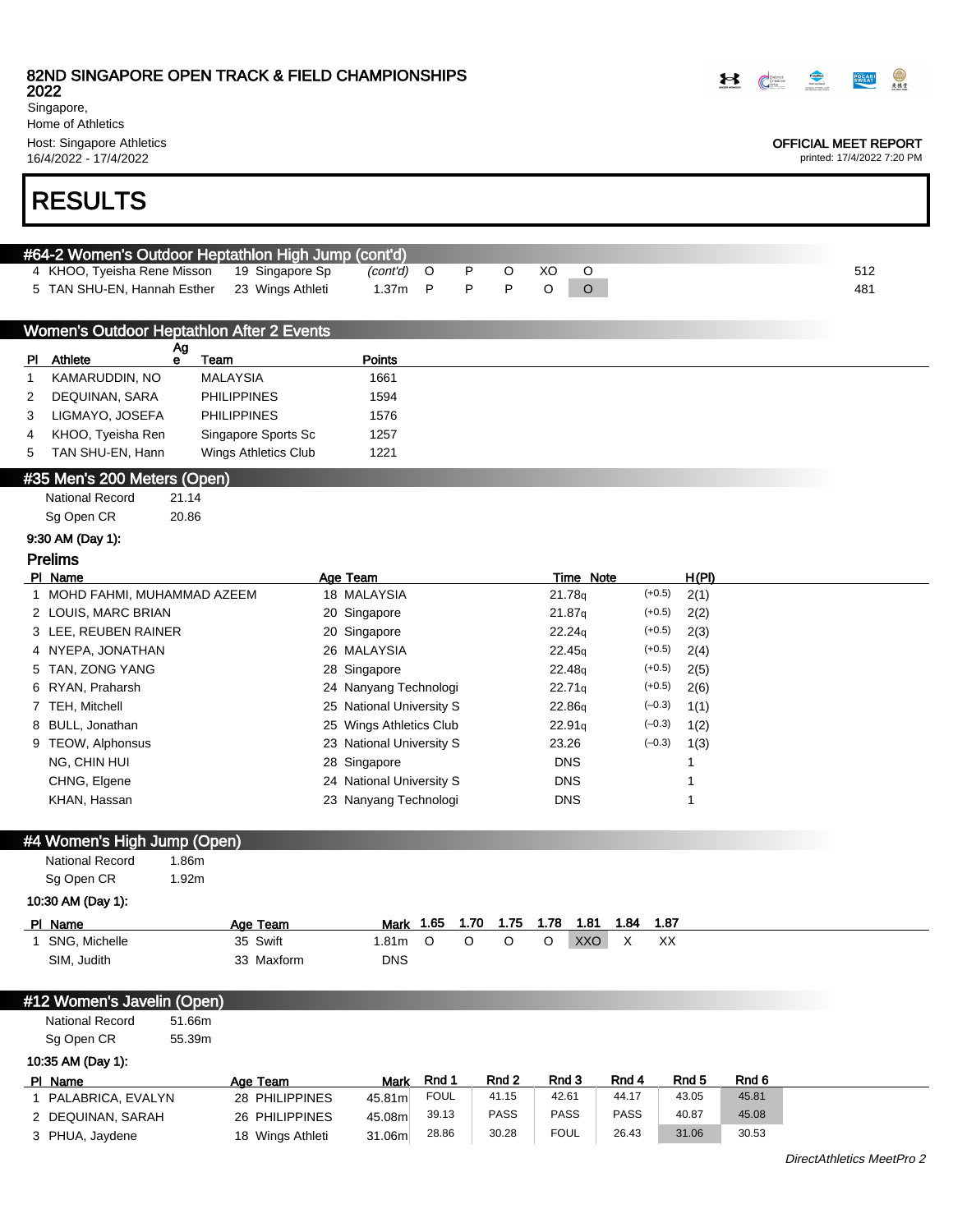# RESULTS

## #64-2 Women's Outdoor Heptathlon High Jump (cont'd)

| Pl | Name | Age | Team | Mark | | | | | | Points |
|---|---|---|---|---|---|---|---|---|---|---|
| 4 | KHOO, Tyeisha Rene Misson | 19 | Singapore Sp | *(cont'd)* | O | P | O | XO | O | 512 |
| 5 | TAN SHU-EN, Hannah Esther | 23 | Wings Athleti | 1.37m | P | P | P | O | O | 481 |

## Women's Outdoor Heptathlon After 2 Events

| Pl | Athlete | Age | Team | Points |
|---|---|---|---|---|
| 1 | KAMARUDDIN, NO | | MALAYSIA | 1661 |
| 2 | DEQUINAN, SARA | | PHILIPPINES | 1594 |
| 3 | LIGMAYO, JOSEFA | | PHILIPPINES | 1576 |
| 4 | KHOO, Tyeisha Ren | | Singapore Sports Sc | 1257 |
| 5 | TAN SHU-EN, Hann | | Wings Athletics Club | 1221 |

## #35 Men's 200 Meters (Open)

National Record 21.14
Sg Open CR 20.86

**9:30 AM (Day 1):**

### Prelims

| Pl | Name | Age | Team | Time | Note | Wind | H(Pl) |
|---|---|---|---|---|---|---|---|
| 1 | MOHD FAHMI, MUHAMMAD AZEEM | 18 | MALAYSIA | 21.78 | q | (+0.5) | 2(1) |
| 2 | LOUIS, MARC BRIAN | 20 | Singapore | 21.87 | q | (+0.5) | 2(2) |
| 3 | LEE, REUBEN RAINER | 20 | Singapore | 22.24 | q | (+0.5) | 2(3) |
| 4 | NYEPA, JONATHAN | 26 | MALAYSIA | 22.45 | q | (+0.5) | 2(4) |
| 5 | TAN, ZONG YANG | 28 | Singapore | 22.48 | q | (+0.5) | 2(5) |
| 6 | RYAN, Praharsh | 24 | Nanyang Technologi | 22.71 | q | (+0.5) | 2(6) |
| 7 | TEH, Mitchell | 25 | National University S | 22.86 | q | (–0.3) | 1(1) |
| 8 | BULL, Jonathan | 25 | Wings Athletics Club | 22.91 | q | (–0.3) | 1(2) |
| 9 | TEOW, Alphonsus | 23 | National University S | 23.26 | | (–0.3) | 1(3) |
| | NG, CHIN HUI | 28 | Singapore | DNS | | | 1 |
| | CHNG, Elgene | 24 | National University S | DNS | | | 1 |
| | KHAN, Hassan | 23 | Nanyang Technologi | DNS | | | 1 |

## #4 Women's High Jump (Open)

National Record 1.86m
Sg Open CR 1.92m

**10:30 AM (Day 1):**

| Pl | Name | Age | Team | Mark | 1.65 | 1.70 | 1.75 | 1.78 | 1.81 | 1.84 | 1.87 |
|---|---|---|---|---|---|---|---|---|---|---|---|
| 1 | SNG, Michelle | 35 | Swift | 1.81m | O | O | O | O | XXO | X | XX |
| | SIM, Judith | 33 | Maxform | DNS | | | | | | | |

## #12 Women's Javelin (Open)

National Record 51.66m
Sg Open CR 55.39m

**10:35 AM (Day 1):**

| Pl | Name | Age | Team | Mark | Rnd 1 | Rnd 2 | Rnd 3 | Rnd 4 | Rnd 5 | Rnd 6 |
|---|---|---|---|---|---|---|---|---|---|---|
| 1 | PALABRICA, EVALYN | 28 | PHILIPPINES | 45.81m | FOUL | 41.15 | 42.61 | 44.17 | 43.05 | 45.81 |
| 2 | DEQUINAN, SARAH | 26 | PHILIPPINES | 45.08m | 39.13 | PASS | PASS | PASS | 40.87 | 45.08 |
| 3 | PHUA, Jaydene | 18 | Wings Athleti | 31.06m | 28.86 | 30.28 | FOUL | 26.43 | 31.06 | 30.53 |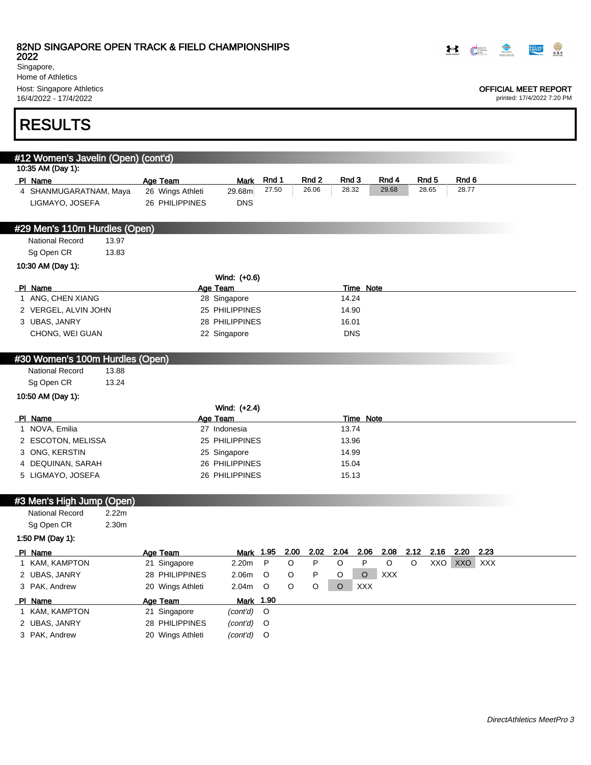# RESULTS

## #12 Women's Javelin (Open) (cont'd)

10:35 AM (Day 1):

| Pl | Name | Age | Team | Mark | Rnd 1 | Rnd 2 | Rnd 3 | Rnd 4 | Rnd 5 | Rnd 6 |
|---|---|---|---|---|---|---|---|---|---|---|
| 4 | SHANMUGARATNAM, Maya | 26 | Wings Athleti | 29.68m | 27.50 | 26.06 | 28.32 | 29.68 | 28.65 | 28.77 |
| | LIGMAYO, JOSEFA | 26 | PHILIPPINES | DNS | | | | | | |

## #29 Men's 110m Hurdles (Open)

| | |
|---|---|
| National Record | 13.97 |
| Sg Open CR | 13.83 |

10:30 AM (Day 1):

Wind: (+0.6)

| Pl | Name | Age | Team | Time | Note |
|---|---|---|---|---|---|
| 1 | ANG, CHEN XIANG | 28 | Singapore | 14.24 | |
| 2 | VERGEL, ALVIN JOHN | 25 | PHILIPPINES | 14.90 | |
| 3 | UBAS, JANRY | 28 | PHILIPPINES | 16.01 | |
| | CHONG, WEI GUAN | 22 | Singapore | DNS | |

## #30 Women's 100m Hurdles (Open)

| | |
|---|---|
| National Record | 13.88 |
| Sg Open CR | 13.24 |

10:50 AM (Day 1):

Wind: (+2.4)

| Pl | Name | Age | Team | Time | Note |
|---|---|---|---|---|---|
| 1 | NOVA, Emilia | 27 | Indonesia | 13.74 | |
| 2 | ESCOTON, MELISSA | 25 | PHILIPPINES | 13.96 | |
| 3 | ONG, KERSTIN | 25 | Singapore | 14.99 | |
| 4 | DEQUINAN, SARAH | 26 | PHILIPPINES | 15.04 | |
| 5 | LIGMAYO, JOSEFA | 26 | PHILIPPINES | 15.13 | |

## #3 Men's High Jump (Open)

| | |
|---|---|
| National Record | 2.22m |
| Sg Open CR | 2.30m |

1:50 PM (Day 1):

| Pl | Name | Age | Team | Mark | 1.95 | 2.00 | 2.02 | 2.04 | 2.06 | 2.08 | 2.12 | 2.16 | 2.20 | 2.23 |
|---|---|---|---|---|---|---|---|---|---|---|---|---|---|---|
| 1 | KAM, KAMPTON | 21 | Singapore | 2.20m | P | O | P | O | P | O | O | XXO | XXO | XXX |
| 2 | UBAS, JANRY | 28 | PHILIPPINES | 2.06m | O | O | P | O | O | XXX | | | | |
| 3 | PAK, Andrew | 20 | Wings Athleti | 2.04m | O | O | O | O | XXX | | | | | |

| Pl | Name | Age | Team | Mark | 1.90 |
|---|---|---|---|---|---|
| 1 | KAM, KAMPTON | 21 | Singapore | *(cont'd)* | O |
| 2 | UBAS, JANRY | 28 | PHILIPPINES | *(cont'd)* | O |
| 3 | PAK, Andrew | 20 | Wings Athleti | *(cont'd)* | O |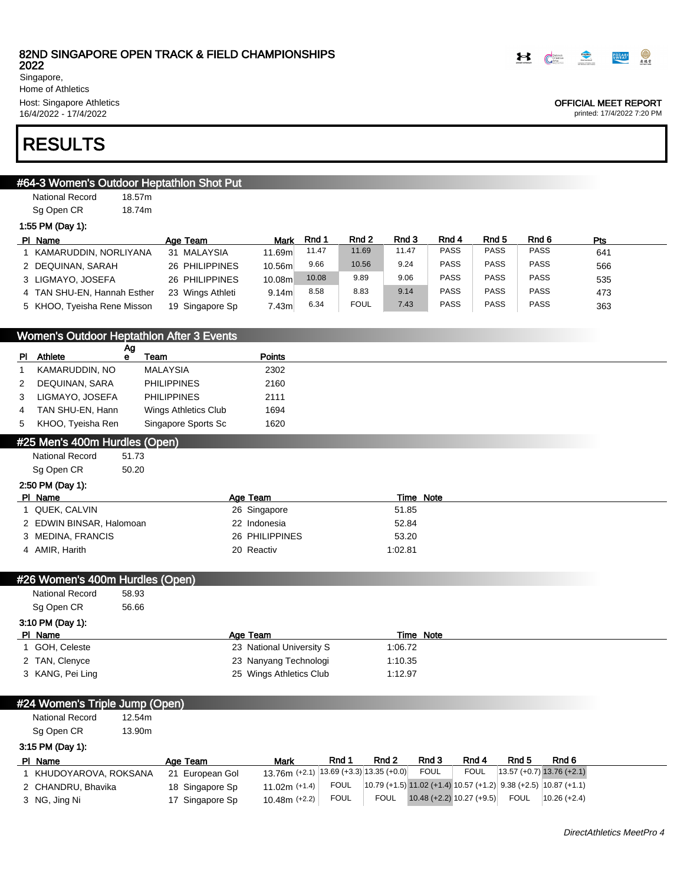82ND SINGAPORE OPEN TRACK & FIELD CHAMPIONSHIPS 2022
Singapore,
Home of Athletics
Host: Singapore Athletics
16/4/2022 - 17/4/2022

OFFICIAL MEET REPORT
printed: 17/4/2022 7:20 PM

# RESULTS

## #64-3 Women's Outdoor Heptathlon Shot Put

National Record 18.57m
Sg Open CR 18.74m

1:55 PM (Day 1):

| Pl | Name | Age | Team | Mark | Rnd 1 | Rnd 2 | Rnd 3 | Rnd 4 | Rnd 5 | Rnd 6 | Pts |
|---|---|---|---|---|---|---|---|---|---|---|---|
| 1 | KAMARUDDIN, NORLIYANA | 31 | MALAYSIA | 11.69m | 11.47 | 11.69 | 11.47 | PASS | PASS | PASS | 641 |
| 2 | DEQUINAN, SARAH | 26 | PHILIPPINES | 10.56m | 9.66 | 10.56 | 9.24 | PASS | PASS | PASS | 566 |
| 3 | LIGMAYO, JOSEFA | 26 | PHILIPPINES | 10.08m | 10.08 | 9.89 | 9.06 | PASS | PASS | PASS | 535 |
| 4 | TAN SHU-EN, Hannah Esther | 23 | Wings Athleti | 9.14m | 8.58 | 8.83 | 9.14 | PASS | PASS | PASS | 473 |
| 5 | KHOO, Tyeisha Rene Misson | 19 | Singapore Sp | 7.43m | 6.34 | FOUL | 7.43 | PASS | PASS | PASS | 363 |

## Women's Outdoor Heptathlon After 3 Events

| Pl | Athlete | Age | Team | Points |
|---|---|---|---|---|
| 1 | KAMARUDDIN, NO | | MALAYSIA | 2302 |
| 2 | DEQUINAN, SARA | | PHILIPPINES | 2160 |
| 3 | LIGMAYO, JOSEFA | | PHILIPPINES | 2111 |
| 4 | TAN SHU-EN, Hann | | Wings Athletics Club | 1694 |
| 5 | KHOO, Tyeisha Ren | | Singapore Sports Sc | 1620 |

## #25 Men's 400m Hurdles (Open)

National Record 51.73
Sg Open CR 50.20

2:50 PM (Day 1):

| Pl | Name | Age | Team | Time | Note |
|---|---|---|---|---|---|
| 1 | QUEK, CALVIN | 26 | Singapore | 51.85 | |
| 2 | EDWIN BINSAR, Halomoan | 22 | Indonesia | 52.84 | |
| 3 | MEDINA, FRANCIS | 26 | PHILIPPINES | 53.20 | |
| 4 | AMIR, Harith | 20 | Reactiv | 1:02.81 | |

## #26 Women's 400m Hurdles (Open)

National Record 58.93
Sg Open CR 56.66

3:10 PM (Day 1):

| Pl | Name | Age | Team | Time | Note |
|---|---|---|---|---|---|
| 1 | GOH, Celeste | 23 | National University S | 1:06.72 | |
| 2 | TAN, Clenyce | 23 | Nanyang Technologi | 1:10.35 | |
| 3 | KANG, Pei Ling | 25 | Wings Athletics Club | 1:12.97 | |

## #24 Women's Triple Jump (Open)

National Record 12.54m
Sg Open CR 13.90m

3:15 PM (Day 1):

| Pl | Name | Age | Team | Mark | Rnd 1 | Rnd 2 | Rnd 3 | Rnd 4 | Rnd 5 | Rnd 6 |
|---|---|---|---|---|---|---|---|---|---|---|
| 1 | KHUDOYAROVA, ROKSANA | 21 | European Gol | 13.76m (+2.1) | 13.69 (+3.3) | 13.35 (+0.0) | FOUL | FOUL | 13.57 (+0.7) | 13.76 (+2.1) |
| 2 | CHANDRU, Bhavika | 18 | Singapore Sp | 11.02m (+1.4) | FOUL | 10.79 (+1.5) | 11.02 (+1.4) | 10.57 (+1.2) | 9.38 (+2.5) | 10.87 (+1.1) |
| 3 | NG, Jing Ni | 17 | Singapore Sp | 10.48m (+2.2) | FOUL | FOUL | 10.48 (+2.2) | 10.27 (+9.5) | FOUL | 10.26 (+2.4) |

DirectAthletics MeetPro 4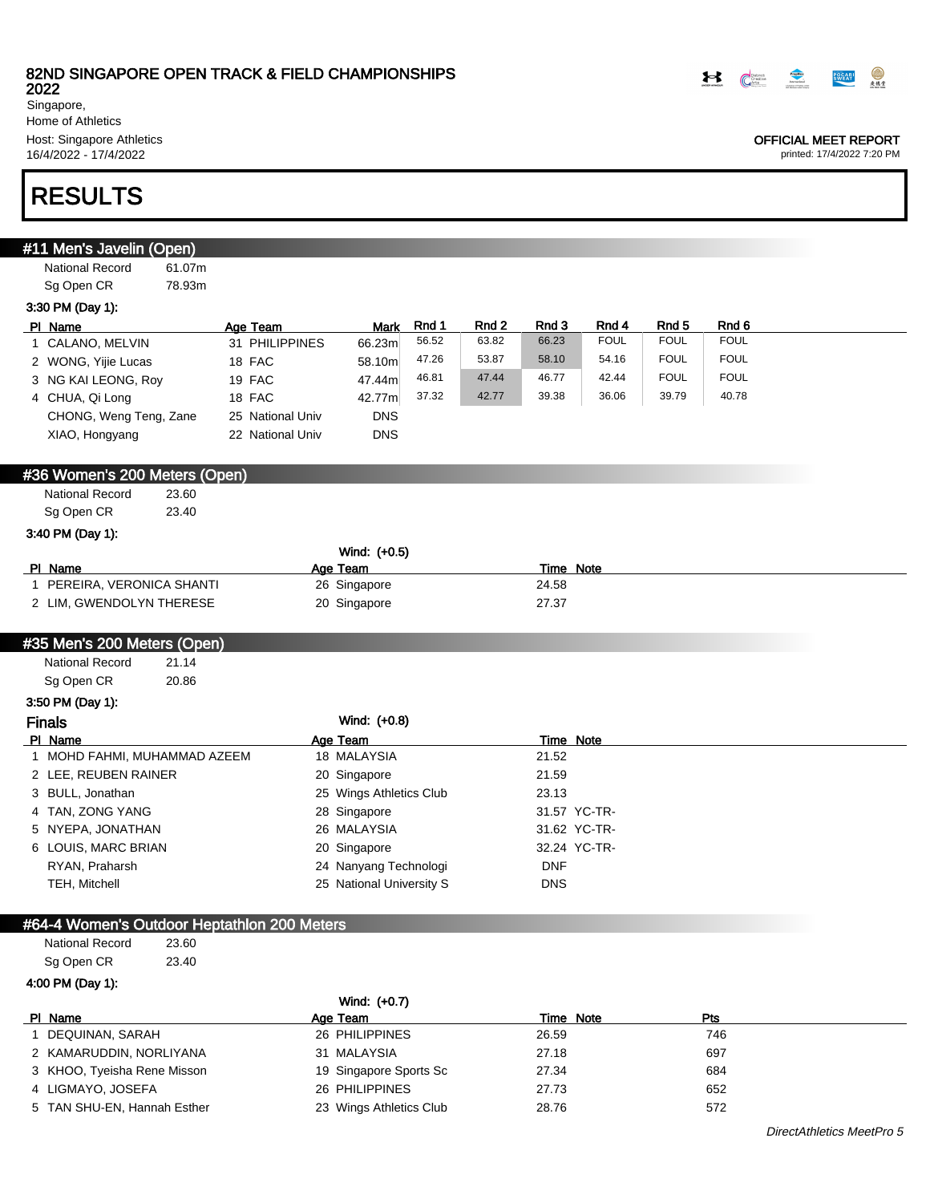# 82ND SINGAPORE OPEN TRACK & FIELD CHAMPIONSHIPS 2022

Singapore,
Home of Athletics
Host: Singapore Athletics
16/4/2022 - 17/4/2022

OFFICIAL MEET REPORT
printed: 17/4/2022 7:20 PM

# RESULTS

## #11 Men's Javelin (Open)

National Record 61.07m
Sg Open CR 78.93m

3:30 PM (Day 1):

| Pl | Name | Age | Team | Mark | Rnd 1 | Rnd 2 | Rnd 3 | Rnd 4 | Rnd 5 | Rnd 6 |
|---|---|---|---|---|---|---|---|---|---|---|
| 1 | CALANO, MELVIN | 31 | PHILIPPINES | 66.23m | 56.52 | 63.82 | 66.23 | FOUL | FOUL | FOUL |
| 2 | WONG, Yijie Lucas | 18 | FAC | 58.10m | 47.26 | 53.87 | 58.10 | 54.16 | FOUL | FOUL |
| 3 | NG KAI LEONG, Roy | 19 | FAC | 47.44m | 46.81 | 47.44 | 46.77 | 42.44 | FOUL | FOUL |
| 4 | CHUA, Qi Long | 18 | FAC | 42.77m | 37.32 | 42.77 | 39.38 | 36.06 | 39.79 | 40.78 |
| | CHONG, Weng Teng, Zane | 25 | National Univ | DNS | | | | | | |
| | XIAO, Hongyang | 22 | National Univ | DNS | | | | | | |

## #36 Women's 200 Meters (Open)

National Record 23.60
Sg Open CR 23.40

3:40 PM (Day 1):

Wind: (+0.5)

| Pl | Name | Age | Team | Time | Note |
|---|---|---|---|---|---|
| 1 | PEREIRA, VERONICA SHANTI | 26 | Singapore | 24.58 | |
| 2 | LIM, GWENDOLYN THERESE | 20 | Singapore | 27.37 | |

## #35 Men's 200 Meters (Open)

National Record 21.14
Sg Open CR 20.86

3:50 PM (Day 1):

### Finals

Wind: (+0.8)

| Pl | Name | Age | Team | Time | Note |
|---|---|---|---|---|---|
| 1 | MOHD FAHMI, MUHAMMAD AZEEM | 18 | MALAYSIA | 21.52 | |
| 2 | LEE, REUBEN RAINER | 20 | Singapore | 21.59 | |
| 3 | BULL, Jonathan | 25 | Wings Athletics Club | 23.13 | |
| 4 | TAN, ZONG YANG | 28 | Singapore | 31.57 | YC-TR- |
| 5 | NYEPA, JONATHAN | 26 | MALAYSIA | 31.62 | YC-TR- |
| 6 | LOUIS, MARC BRIAN | 20 | Singapore | 32.24 | YC-TR- |
| | RYAN, Praharsh | 24 | Nanyang Technologi | DNF | |
| | TEH, Mitchell | 25 | National University S | DNS | |

## #64-4 Women's Outdoor Heptathlon 200 Meters

National Record 23.60
Sg Open CR 23.40

4:00 PM (Day 1):

Wind: (+0.7)

| Pl | Name | Age | Team | Time | Note | Pts |
|---|---|---|---|---|---|---|
| 1 | DEQUINAN, SARAH | 26 | PHILIPPINES | 26.59 | | 746 |
| 2 | KAMARUDDIN, NORLIYANA | 31 | MALAYSIA | 27.18 | | 697 |
| 3 | KHOO, Tyeisha Rene Misson | 19 | Singapore Sports Sc | 27.34 | | 684 |
| 4 | LIGMAYO, JOSEFA | 26 | PHILIPPINES | 27.73 | | 652 |
| 5 | TAN SHU-EN, Hannah Esther | 23 | Wings Athletics Club | 28.76 | | 572 |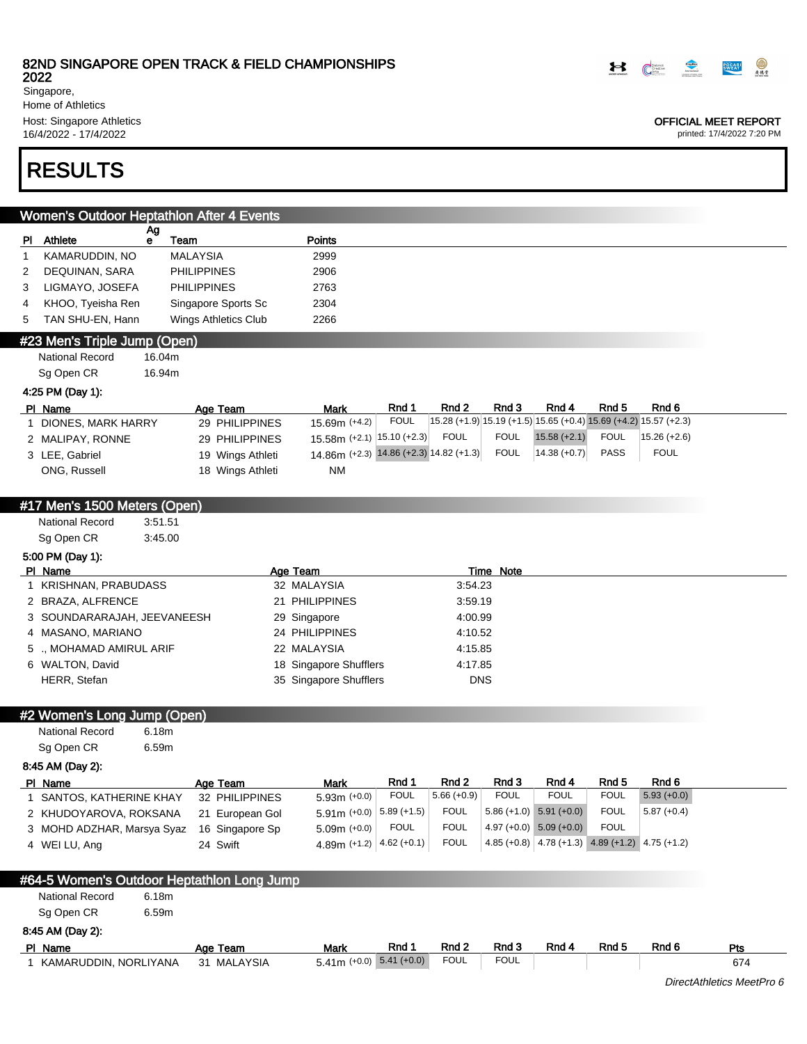82ND SINGAPORE OPEN TRACK & FIELD CHAMPIONSHIPS 2022
Singapore,
Home of Athletics
Host: Singapore Athletics
16/4/2022 - 17/4/2022

OFFICIAL MEET REPORT
printed: 17/4/2022 7:20 PM

# RESULTS

## Women's Outdoor Heptathlon After 4 Events

| Pl | Athlete | Age | Team | Points |
|---|---|---|---|---|
| 1 | KAMARUDDIN, NO | | MALAYSIA | 2999 |
| 2 | DEQUINAN, SARA | | PHILIPPINES | 2906 |
| 3 | LIGMAYO, JOSEFA | | PHILIPPINES | 2763 |
| 4 | KHOO, Tyeisha Ren | | Singapore Sports Sc | 2304 |
| 5 | TAN SHU-EN, Hann | | Wings Athletics Club | 2266 |

## #23 Men's Triple Jump (Open)

National Record 16.04m
Sg Open CR 16.94m

4:25 PM (Day 1):

| Pl | Name | Age | Team | Mark | Rnd 1 | Rnd 2 | Rnd 3 | Rnd 4 | Rnd 5 | Rnd 6 |
|---|---|---|---|---|---|---|---|---|---|---|
| 1 | DIONES, MARK HARRY | 29 | PHILIPPINES | 15.69m (+4.2) | FOUL | 15.28 (+1.9) | 15.19 (+1.5) | 15.65 (+0.4) | 15.69 (+4.2) | 15.57 (+2.3) |
| 2 | MALIPAY, RONNE | 29 | PHILIPPINES | 15.58m (+2.1) | 15.10 (+2.3) | FOUL | FOUL | 15.58 (+2.1) | FOUL | 15.26 (+2.6) |
| 3 | LEE, Gabriel | 19 | Wings Athleti | 14.86m (+2.3) | 14.86 (+2.3) | 14.82 (+1.3) | FOUL | 14.38 (+0.7) | PASS | FOUL |
| | ONG, Russell | 18 | Wings Athleti | NM | | | | | | |

## #17 Men's 1500 Meters (Open)

National Record 3:51.51
Sg Open CR 3:45.00

5:00 PM (Day 1):

| Pl | Name | Age | Team | Time | Note |
|---|---|---|---|---|---|
| 1 | KRISHNAN, PRABUDASS | 32 | MALAYSIA | 3:54.23 | |
| 2 | BRAZA, ALFRENCE | 21 | PHILIPPINES | 3:59.19 | |
| 3 | SOUNDARARAJAH, JEEVANEESH | 29 | Singapore | 4:00.99 | |
| 4 | MASANO, MARIANO | 24 | PHILIPPINES | 4:10.52 | |
| 5 | ., MOHAMAD AMIRUL ARIF | 22 | MALAYSIA | 4:15.85 | |
| 6 | WALTON, David | 18 | Singapore Shufflers | 4:17.85 | |
| | HERR, Stefan | 35 | Singapore Shufflers | DNS | |

## #2 Women's Long Jump (Open)

National Record 6.18m
Sg Open CR 6.59m

8:45 AM (Day 2):

| Pl | Name | Age | Team | Mark | Rnd 1 | Rnd 2 | Rnd 3 | Rnd 4 | Rnd 5 | Rnd 6 |
|---|---|---|---|---|---|---|---|---|---|---|
| 1 | SANTOS, KATHERINE KHAY | 32 | PHILIPPINES | 5.93m (+0.0) | FOUL | 5.66 (+0.9) | FOUL | FOUL | FOUL | 5.93 (+0.0) |
| 2 | KHUDOYAROVA, ROKSANA | 21 | European Gol | 5.91m (+0.0) | 5.89 (+1.5) | FOUL | 5.86 (+1.0) | 5.91 (+0.0) | FOUL | 5.87 (+0.4) |
| 3 | MOHD ADZHAR, Marsya Syaz | 16 | Singapore Sp | 5.09m (+0.0) | FOUL | FOUL | 4.97 (+0.0) | 5.09 (+0.0) | FOUL | |
| 4 | WEI LU, Ang | 24 | Swift | 4.89m (+1.2) | 4.62 (+0.1) | FOUL | 4.85 (+0.8) | 4.78 (+1.3) | 4.89 (+1.2) | 4.75 (+1.2) |

## #64-5 Women's Outdoor Heptathlon Long Jump

National Record 6.18m
Sg Open CR 6.59m

8:45 AM (Day 2):

| Pl | Name | Age | Team | Mark | Rnd 1 | Rnd 2 | Rnd 3 | Rnd 4 | Rnd 5 | Rnd 6 | Pts |
|---|---|---|---|---|---|---|---|---|---|---|---|
| 1 | KAMARUDDIN, NORLIYANA | 31 | MALAYSIA | 5.41m (+0.0) | 5.41 (+0.0) | FOUL | FOUL | | | | 674 |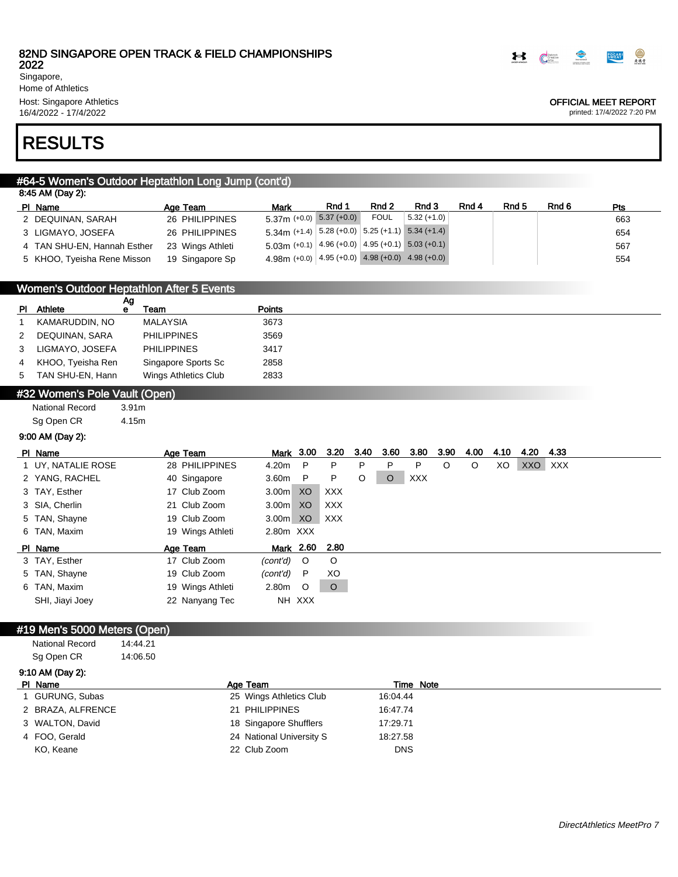# RESULTS

## #64-5 Women's Outdoor Heptathlon Long Jump (cont'd)

8:45 AM (Day 2):

| Pl | Name | Age | Team | Mark | Rnd 1 | Rnd 2 | Rnd 3 | Rnd 4 | Rnd 5 | Rnd 6 | Pts |
|---|---|---|---|---|---|---|---|---|---|---|---|
| 2 | DEQUINAN, SARAH | 26 | PHILIPPINES | 5.37m (+0.0) | 5.37 (+0.0) | FOUL | 5.32 (+1.0) | | | | 663 |
| 3 | LIGMAYO, JOSEFA | 26 | PHILIPPINES | 5.34m (+1.4) | 5.28 (+0.0) | 5.25 (+1.1) | 5.34 (+1.4) | | | | 654 |
| 4 | TAN SHU-EN, Hannah Esther | 23 | Wings Athleti | 5.03m (+0.1) | 4.96 (+0.0) | 4.95 (+0.1) | 5.03 (+0.1) | | | | 567 |
| 5 | KHOO, Tyeisha Rene Misson | 19 | Singapore Sp | 4.98m (+0.0) | 4.95 (+0.0) | 4.98 (+0.0) | 4.98 (+0.0) | | | | 554 |

## Women's Outdoor Heptathlon After 5 Events

| Pl | Athlete | Age | Team | Points |
|---|---|---|---|---|
| 1 | KAMARUDDIN, NO | | MALAYSIA | 3673 |
| 2 | DEQUINAN, SARA | | PHILIPPINES | 3569 |
| 3 | LIGMAYO, JOSEFA | | PHILIPPINES | 3417 |
| 4 | KHOO, Tyeisha Ren | | Singapore Sports Sc | 2858 |
| 5 | TAN SHU-EN, Hann | | Wings Athletics Club | 2833 |

## #32 Women's Pole Vault (Open)

National Record 3.91m
Sg Open CR 4.15m

9:00 AM (Day 2):

| Pl | Name | Age | Team | Mark | 3.00 | 3.20 | 3.40 | 3.60 | 3.80 | 3.90 | 4.00 | 4.10 | 4.20 | 4.33 |
|---|---|---|---|---|---|---|---|---|---|---|---|---|---|---|
| 1 | UY, NATALIE ROSE | 28 | PHILIPPINES | 4.20m | P | P | P | P | P | O | O | XO | XXO | XXX |
| 2 | YANG, RACHEL | 40 | Singapore | 3.60m | P | P | O | O | XXX | | | | | |
| 3 | TAY, Esther | 17 | Club Zoom | 3.00m | XO | XXX | | | | | | | | |
| 3 | SIA, Cherlin | 21 | Club Zoom | 3.00m | XO | XXX | | | | | | | | |
| 5 | TAN, Shayne | 19 | Club Zoom | 3.00m | XO | XXX | | | | | | | | |
| 6 | TAN, Maxim | 19 | Wings Athleti | 2.80m | XXX | | | | | | | | | |

| Pl | Name | Age | Team | Mark | 2.60 | 2.80 |
|---|---|---|---|---|---|---|
| 3 | TAY, Esther | 17 | Club Zoom | *(cont'd)* | O | O |
| 5 | TAN, Shayne | 19 | Club Zoom | *(cont'd)* | P | XO |
| 6 | TAN, Maxim | 19 | Wings Athleti | 2.80m | O | O |
| | SHI, Jiayi Joey | 22 | Nanyang Tec | NH | XXX | |

## #19 Men's 5000 Meters (Open)

National Record 14:44.21
Sg Open CR 14:06.50

9:10 AM (Day 2):

| Pl | Name | Age | Team | Time | Note |
|---|---|---|---|---|---|
| 1 | GURUNG, Subas | 25 | Wings Athletics Club | 16:04.44 | |
| 2 | BRAZA, ALFRENCE | 21 | PHILIPPINES | 16:47.74 | |
| 3 | WALTON, David | 18 | Singapore Shufflers | 17:29.71 | |
| 4 | FOO, Gerald | 24 | National University S | 18:27.58 | |
| | KO, Keane | 22 | Club Zoom | DNS | |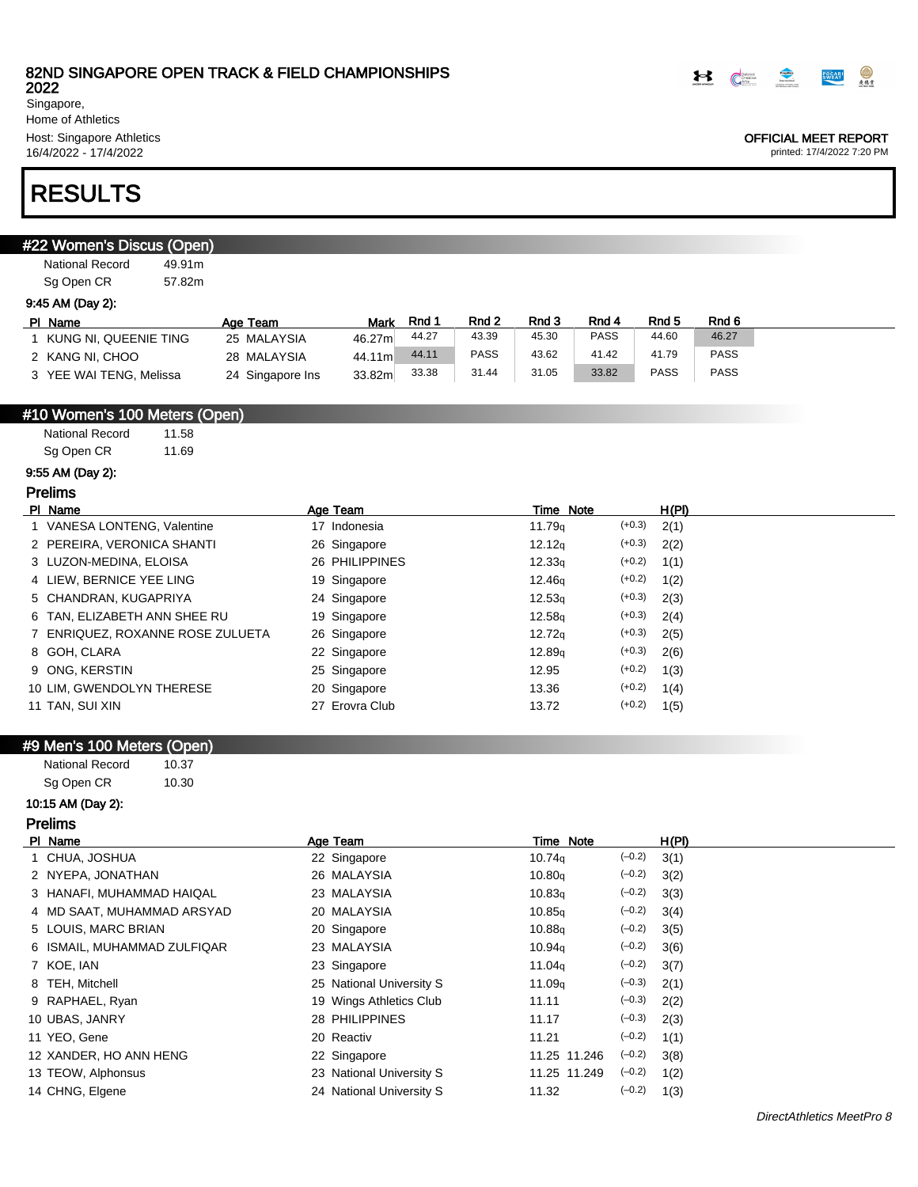# 82ND SINGAPORE OPEN TRACK & FIELD CHAMPIONSHIPS 2022

Singapore,
Home of Athletics
Host: Singapore Athletics
16/4/2022 - 17/4/2022

**OFFICIAL MEET REPORT**
printed: 17/4/2022 7:20 PM

# RESULTS

## #22 Women's Discus (Open)

National Record 49.91m
Sg Open CR 57.82m

**9:45 AM (Day 2):**

| Pl | Name | Age | Team | Mark | Rnd 1 | Rnd 2 | Rnd 3 | Rnd 4 | Rnd 5 | Rnd 6 |
|---|---|---|---|---|---|---|---|---|---|---|
| 1 | KUNG NI, QUEENIE TING | 25 | MALAYSIA | 46.27m | 44.27 | 43.39 | 45.30 | PASS | 44.60 | 46.27 |
| 2 | KANG NI, CHOO | 28 | MALAYSIA | 44.11m | 44.11 | PASS | 43.62 | 41.42 | 41.79 | PASS |
| 3 | YEE WAI TENG, Melissa | 24 | Singapore Ins | 33.82m | 33.38 | 31.44 | 31.05 | 33.82 | PASS | PASS |

## #10 Women's 100 Meters (Open)

National Record 11.58
Sg Open CR 11.69

**9:55 AM (Day 2):**

### Prelims

| Pl | Name | Age | Team | Time | Note | Wind | H(Pl) |
|---|---|---|---|---|---|---|---|
| 1 | VANESA LONTENG, Valentine | 17 | Indonesia | 11.79q | | (+0.3) | 2(1) |
| 2 | PEREIRA, VERONICA SHANTI | 26 | Singapore | 12.12q | | (+0.3) | 2(2) |
| 3 | LUZON-MEDINA, ELOISA | 26 | PHILIPPINES | 12.33q | | (+0.2) | 1(1) |
| 4 | LIEW, BERNICE YEE LING | 19 | Singapore | 12.46q | | (+0.2) | 1(2) |
| 5 | CHANDRAN, KUGAPRIYA | 24 | Singapore | 12.53q | | (+0.3) | 2(3) |
| 6 | TAN, ELIZABETH ANN SHEE RU | 19 | Singapore | 12.58q | | (+0.3) | 2(4) |
| 7 | ENRIQUEZ, ROXANNE ROSE ZULUETA | 26 | Singapore | 12.72q | | (+0.3) | 2(5) |
| 8 | GOH, CLARA | 22 | Singapore | 12.89q | | (+0.3) | 2(6) |
| 9 | ONG, KERSTIN | 25 | Singapore | 12.95 | | (+0.2) | 1(3) |
| 10 | LIM, GWENDOLYN THERESE | 20 | Singapore | 13.36 | | (+0.2) | 1(4) |
| 11 | TAN, SUI XIN | 27 | Erovra Club | 13.72 | | (+0.2) | 1(5) |

## #9 Men's 100 Meters (Open)

National Record 10.37
Sg Open CR 10.30

**10:15 AM (Day 2):**

### Prelims

| Pl | Name | Age | Team | Time | Note | Wind | H(Pl) |
|---|---|---|---|---|---|---|---|
| 1 | CHUA, JOSHUA | 22 | Singapore | 10.74q | | (–0.2) | 3(1) |
| 2 | NYEPA, JONATHAN | 26 | MALAYSIA | 10.80q | | (–0.2) | 3(2) |
| 3 | HANAFI, MUHAMMAD HAIQAL | 23 | MALAYSIA | 10.83q | | (–0.2) | 3(3) |
| 4 | MD SAAT, MUHAMMAD ARSYAD | 20 | MALAYSIA | 10.85q | | (–0.2) | 3(4) |
| 5 | LOUIS, MARC BRIAN | 20 | Singapore | 10.88q | | (–0.2) | 3(5) |
| 6 | ISMAIL, MUHAMMAD ZULFIQAR | 23 | MALAYSIA | 10.94q | | (–0.2) | 3(6) |
| 7 | KOE, IAN | 23 | Singapore | 11.04q | | (–0.2) | 3(7) |
| 8 | TEH, Mitchell | 25 | National University S | 11.09q | | (–0.3) | 2(1) |
| 9 | RAPHAEL, Ryan | 19 | Wings Athletics Club | 11.11 | | (–0.3) | 2(2) |
| 10 | UBAS, JANRY | 28 | PHILIPPINES | 11.17 | | (–0.3) | 2(3) |
| 11 | YEO, Gene | 20 | Reactiv | 11.21 | | (–0.2) | 1(1) |
| 12 | XANDER, HO ANN HENG | 22 | Singapore | 11.25 | 11.246 | (–0.2) | 3(8) |
| 13 | TEOW, Alphonsus | 23 | National University S | 11.25 | 11.249 | (–0.2) | 1(2) |
| 14 | CHNG, Elgene | 24 | National University S | 11.32 | | (–0.2) | 1(3) |

*DirectAthletics MeetPro 8*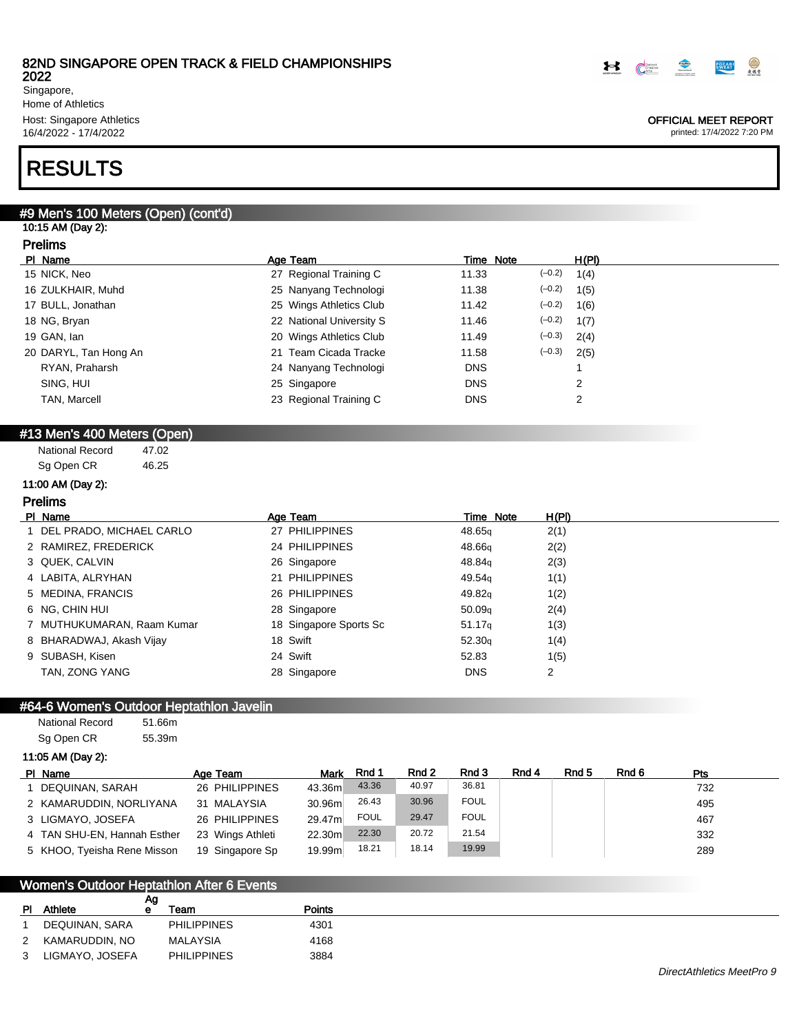# RESULTS

## #9 Men's 100 Meters (Open) (cont'd)

10:15 AM (Day 2):

### Prelims

| Pl | Name | Age | Team | Time | Note | H(Pl) |
|---|---|---|---|---|---|---|
| 15 | NICK, Neo | 27 | Regional Training C | 11.33 | (–0.2) | 1(4) |
| 16 | ZULKHAIR, Muhd | 25 | Nanyang Technologi | 11.38 | (–0.2) | 1(5) |
| 17 | BULL, Jonathan | 25 | Wings Athletics Club | 11.42 | (–0.2) | 1(6) |
| 18 | NG, Bryan | 22 | National University S | 11.46 | (–0.2) | 1(7) |
| 19 | GAN, Ian | 20 | Wings Athletics Club | 11.49 | (–0.3) | 2(4) |
| 20 | DARYL, Tan Hong An | 21 | Team Cicada Tracke | 11.58 | (–0.3) | 2(5) |
| | RYAN, Praharsh | 24 | Nanyang Technologi | DNS | | 1 |
| | SING, HUI | 25 | Singapore | DNS | | 2 |
| | TAN, Marcell | 23 | Regional Training C | DNS | | 2 |

## #13 Men's 400 Meters (Open)

National Record 47.02
Sg Open CR 46.25

11:00 AM (Day 2):

### Prelims

| Pl | Name | Age | Team | Time | Note | H(Pl) |
|---|---|---|---|---|---|---|
| 1 | DEL PRADO, MICHAEL CARLO | 27 | PHILIPPINES | 48.65q | | 2(1) |
| 2 | RAMIREZ, FREDERICK | 24 | PHILIPPINES | 48.66q | | 2(2) |
| 3 | QUEK, CALVIN | 26 | Singapore | 48.84q | | 2(3) |
| 4 | LABITA, ALRYHAN | 21 | PHILIPPINES | 49.54q | | 1(1) |
| 5 | MEDINA, FRANCIS | 26 | PHILIPPINES | 49.82q | | 1(2) |
| 6 | NG, CHIN HUI | 28 | Singapore | 50.09q | | 2(4) |
| 7 | MUTHUKUMARAN, Raam Kumar | 18 | Singapore Sports Sc | 51.17q | | 1(3) |
| 8 | BHARADWAJ, Akash Vijay | 18 | Swift | 52.30q | | 1(4) |
| 9 | SUBASH, Kisen | 24 | Swift | 52.83 | | 1(5) |
| | TAN, ZONG YANG | 28 | Singapore | DNS | | 2 |

## #64-6 Women's Outdoor Heptathlon Javelin

National Record 51.66m
Sg Open CR 55.39m

11:05 AM (Day 2):

| Pl | Name | Age | Team | Mark | Rnd 1 | Rnd 2 | Rnd 3 | Rnd 4 | Rnd 5 | Rnd 6 | Pts |
|---|---|---|---|---|---|---|---|---|---|---|---|
| 1 | DEQUINAN, SARAH | 26 | PHILIPPINES | 43.36m | 43.36 | 40.97 | 36.81 | | | | 732 |
| 2 | KAMARUDDIN, NORLIYANA | 31 | MALAYSIA | 30.96m | 26.43 | 30.96 | FOUL | | | | 495 |
| 3 | LIGMAYO, JOSEFA | 26 | PHILIPPINES | 29.47m | FOUL | 29.47 | FOUL | | | | 467 |
| 4 | TAN SHU-EN, Hannah Esther | 23 | Wings Athleti | 22.30m | 22.30 | 20.72 | 21.54 | | | | 332 |
| 5 | KHOO, Tyeisha Rene Misson | 19 | Singapore Sp | 19.99m | 18.21 | 18.14 | 19.99 | | | | 289 |

## Women's Outdoor Heptathlon After 6 Events

| Pl | Athlete | Age | Team | Points |
|---|---|---|---|---|
| 1 | DEQUINAN, SARA | | PHILIPPINES | 4301 |
| 2 | KAMARUDDIN, NO | | MALAYSIA | 4168 |
| 3 | LIGMAYO, JOSEFA | | PHILIPPINES | 3884 |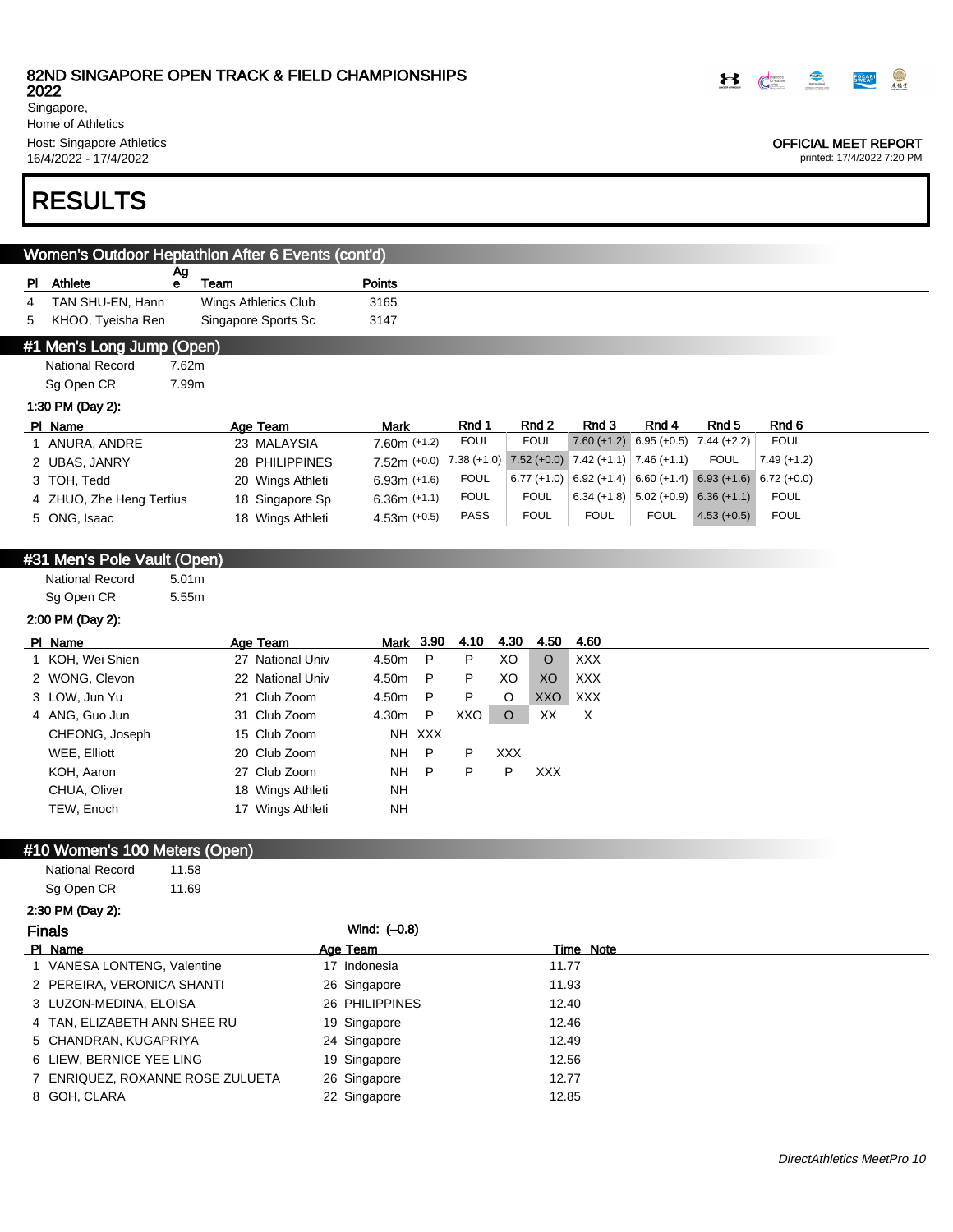# RESULTS

## Women's Outdoor Heptathlon After 6 Events (cont'd)

| Pl | Athlete | Age | Team | Points |
|---|---|---|---|---|
| 4 | TAN SHU-EN, Hann | | Wings Athletics Club | 3165 |
| 5 | KHOO, Tyeisha Ren | | Singapore Sports Sc | 3147 |

## #1 Men's Long Jump (Open)

National Record 7.62m
Sg Open CR 7.99m

**1:30 PM (Day 2):**

| Pl | Name | Age | Team | Mark | Rnd 1 | Rnd 2 | Rnd 3 | Rnd 4 | Rnd 5 | Rnd 6 |
|---|---|---|---|---|---|---|---|---|---|---|
| 1 | ANURA, ANDRE | 23 | MALAYSIA | 7.60m (+1.2) | FOUL | FOUL | 7.60 (+1.2) | 6.95 (+0.5) | 7.44 (+2.2) | FOUL |
| 2 | UBAS, JANRY | 28 | PHILIPPINES | 7.52m (+0.0) | 7.38 (+1.0) | 7.52 (+0.0) | 7.42 (+1.1) | 7.46 (+1.1) | FOUL | 7.49 (+1.2) |
| 3 | TOH, Tedd | 20 | Wings Athleti | 6.93m (+1.6) | FOUL | 6.77 (+1.0) | 6.92 (+1.4) | 6.60 (+1.4) | 6.93 (+1.6) | 6.72 (+0.0) |
| 4 | ZHUO, Zhe Heng Tertius | 18 | Singapore Sp | 6.36m (+1.1) | FOUL | FOUL | 6.34 (+1.8) | 5.02 (+0.9) | 6.36 (+1.1) | FOUL |
| 5 | ONG, Isaac | 18 | Wings Athleti | 4.53m (+0.5) | PASS | FOUL | FOUL | FOUL | 4.53 (+0.5) | FOUL |

## #31 Men's Pole Vault (Open)

National Record 5.01m
Sg Open CR 5.55m

**2:00 PM (Day 2):**

| Pl | Name | Age | Team | Mark | 3.90 | 4.10 | 4.30 | 4.50 | 4.60 |
|---|---|---|---|---|---|---|---|---|---|
| 1 | KOH, Wei Shien | 27 | National Univ | 4.50m | P | P | XO | O | XXX |
| 2 | WONG, Clevon | 22 | National Univ | 4.50m | P | P | XO | XO | XXX |
| 3 | LOW, Jun Yu | 21 | Club Zoom | 4.50m | P | P | O | XXO | XXX |
| 4 | ANG, Guo Jun | 31 | Club Zoom | 4.30m | P | XXO | O | XX | X |
| | CHEONG, Joseph | 15 | Club Zoom | NH | XXX | | | | |
| | WEE, Elliott | 20 | Club Zoom | NH | P | P | XXX | | |
| | KOH, Aaron | 27 | Club Zoom | NH | P | P | P | XXX | |
| | CHUA, Oliver | 18 | Wings Athleti | NH | | | | | |
| | TEW, Enoch | 17 | Wings Athleti | NH | | | | | |

## #10 Women's 100 Meters (Open)

National Record 11.58
Sg Open CR 11.69

**2:30 PM (Day 2):**

### Finals

Wind: (–0.8)

| Pl | Name | Age | Team | Time | Note |
|---|---|---|---|---|---|
| 1 | VANESA LONTENG, Valentine | 17 | Indonesia | 11.77 | |
| 2 | PEREIRA, VERONICA SHANTI | 26 | Singapore | 11.93 | |
| 3 | LUZON-MEDINA, ELOISA | 26 | PHILIPPINES | 12.40 | |
| 4 | TAN, ELIZABETH ANN SHEE RU | 19 | Singapore | 12.46 | |
| 5 | CHANDRAN, KUGAPRIYA | 24 | Singapore | 12.49 | |
| 6 | LIEW, BERNICE YEE LING | 19 | Singapore | 12.56 | |
| 7 | ENRIQUEZ, ROXANNE ROSE ZULUETA | 26 | Singapore | 12.77 | |
| 8 | GOH, CLARA | 22 | Singapore | 12.85 | |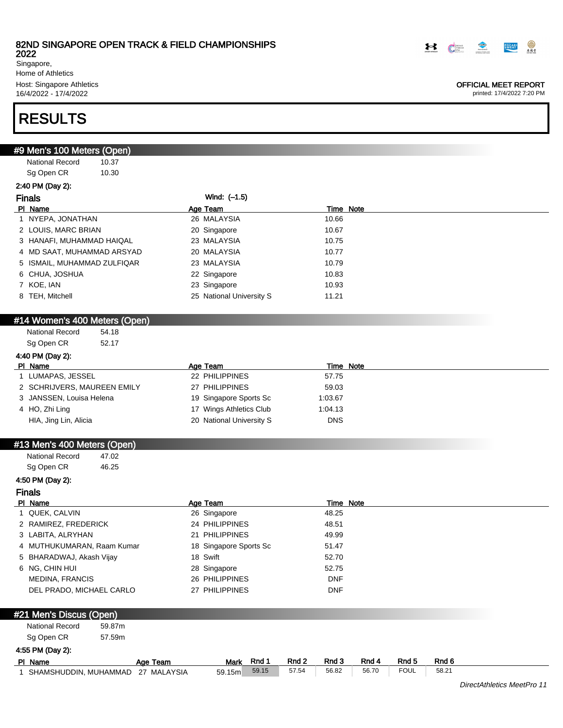82ND SINGAPORE OPEN TRACK & FIELD CHAMPIONSHIPS 2022
Singapore,
Home of Athletics
Host: Singapore Athletics
16/4/2022 - 17/4/2022

OFFICIAL MEET REPORT
printed: 17/4/2022 7:20 PM

# RESULTS

## #9 Men's 100 Meters (Open)

National Record 10.37
Sg Open CR 10.30

2:40 PM (Day 2):

### Finals

Wind: (–1.5)

| Pl | Name | Age | Team | Time | Note |
|---|---|---|---|---|---|
| 1 | NYEPA, JONATHAN | 26 | MALAYSIA | 10.66 | |
| 2 | LOUIS, MARC BRIAN | 20 | Singapore | 10.67 | |
| 3 | HANAFI, MUHAMMAD HAIQAL | 23 | MALAYSIA | 10.75 | |
| 4 | MD SAAT, MUHAMMAD ARSYAD | 20 | MALAYSIA | 10.77 | |
| 5 | ISMAIL, MUHAMMAD ZULFIQAR | 23 | MALAYSIA | 10.79 | |
| 6 | CHUA, JOSHUA | 22 | Singapore | 10.83 | |
| 7 | KOE, IAN | 23 | Singapore | 10.93 | |
| 8 | TEH, Mitchell | 25 | National University S | 11.21 | |

## #14 Women's 400 Meters (Open)

National Record 54.18
Sg Open CR 52.17

4:40 PM (Day 2):

| Pl | Name | Age | Team | Time | Note |
|---|---|---|---|---|---|
| 1 | LUMAPAS, JESSEL | 22 | PHILIPPINES | 57.75 | |
| 2 | SCHRIJVERS, MAUREEN EMILY | 27 | PHILIPPINES | 59.03 | |
| 3 | JANSSEN, Louisa Helena | 19 | Singapore Sports Sc | 1:03.67 | |
| 4 | HO, Zhi Ling | 17 | Wings Athletics Club | 1:04.13 | |
| | HIA, Jing Lin, Alicia | 20 | National University S | DNS | |

## #13 Men's 400 Meters (Open)

National Record 47.02
Sg Open CR 46.25

4:50 PM (Day 2):

### Finals

| Pl | Name | Age | Team | Time | Note |
|---|---|---|---|---|---|
| 1 | QUEK, CALVIN | 26 | Singapore | 48.25 | |
| 2 | RAMIREZ, FREDERICK | 24 | PHILIPPINES | 48.51 | |
| 3 | LABITA, ALRYHAN | 21 | PHILIPPINES | 49.99 | |
| 4 | MUTHUKUMARAN, Raam Kumar | 18 | Singapore Sports Sc | 51.47 | |
| 5 | BHARADWAJ, Akash Vijay | 18 | Swift | 52.70 | |
| 6 | NG, CHIN HUI | 28 | Singapore | 52.75 | |
| | MEDINA, FRANCIS | 26 | PHILIPPINES | DNF | |
| | DEL PRADO, MICHAEL CARLO | 27 | PHILIPPINES | DNF | |

## #21 Men's Discus (Open)

National Record 59.87m
Sg Open CR 57.59m

4:55 PM (Day 2):

| Pl | Name | Age | Team | Mark | Rnd 1 | Rnd 2 | Rnd 3 | Rnd 4 | Rnd 5 | Rnd 6 |
|---|---|---|---|---|---|---|---|---|---|---|
| 1 | SHAMSHUDDIN, MUHAMMAD | 27 | MALAYSIA | 59.15m | 59.15 | 57.54 | 56.82 | 56.70 | FOUL | 58.21 |

DirectAthletics MeetPro 11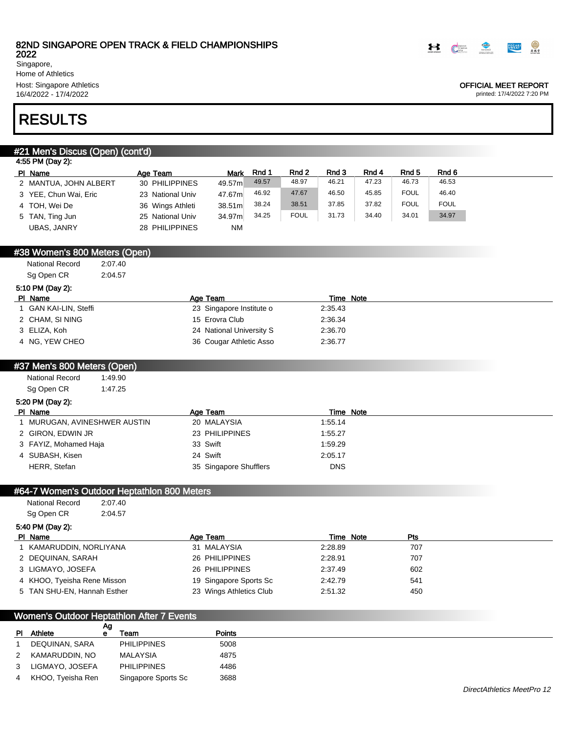82ND SINGAPORE OPEN TRACK & FIELD CHAMPIONSHIPS 2022
Singapore,
Home of Athletics
Host: Singapore Athletics
16/4/2022 - 17/4/2022

OFFICIAL MEET REPORT
printed: 17/4/2022 7:20 PM

# RESULTS

## #21 Men's Discus (Open) (cont'd)

4:55 PM (Day 2):

| Pl | Name | Age | Team | Mark | Rnd 1 | Rnd 2 | Rnd 3 | Rnd 4 | Rnd 5 | Rnd 6 |
|---|---|---|---|---|---|---|---|---|---|---|
| 2 | MANTUA, JOHN ALBERT | 30 | PHILIPPINES | 49.57m | 49.57 | 48.97 | 46.21 | 47.23 | 46.73 | 46.53 |
| 3 | YEE, Chun Wai, Eric | 23 | National Univ | 47.67m | 46.92 | 47.67 | 46.50 | 45.85 | FOUL | 46.40 |
| 4 | TOH, Wei De | 36 | Wings Athleti | 38.51m | 38.24 | 38.51 | 37.85 | 37.82 | FOUL | FOUL |
| 5 | TAN, Ting Jun | 25 | National Univ | 34.97m | 34.25 | FOUL | 31.73 | 34.40 | 34.01 | 34.97 |
| | UBAS, JANRY | 28 | PHILIPPINES | NM | | | | | | |

## #38 Women's 800 Meters (Open)

National Record 2:07.40
Sg Open CR 2:04.57

5:10 PM (Day 2):

| Pl | Name | Age | Team | Time | Note |
|---|---|---|---|---|---|
| 1 | GAN KAI-LIN, Steffi | 23 | Singapore Institute o | 2:35.43 | |
| 2 | CHAM, SI NING | 15 | Erovra Club | 2:36.34 | |
| 3 | ELIZA, Koh | 24 | National University S | 2:36.70 | |
| 4 | NG, YEW CHEO | 36 | Cougar Athletic Asso | 2:36.77 | |

## #37 Men's 800 Meters (Open)

National Record 1:49.90
Sg Open CR 1:47.25

5:20 PM (Day 2):

| Pl | Name | Age | Team | Time | Note |
|---|---|---|---|---|---|
| 1 | MURUGAN, AVINESHWER AUSTIN | 20 | MALAYSIA | 1:55.14 | |
| 2 | GIRON, EDWIN JR | 23 | PHILIPPINES | 1:55.27 | |
| 3 | FAYIZ, Mohamed Haja | 33 | Swift | 1:59.29 | |
| 4 | SUBASH, Kisen | 24 | Swift | 2:05.17 | |
| | HERR, Stefan | 35 | Singapore Shufflers | DNS | |

## #64-7 Women's Outdoor Heptathlon 800 Meters

National Record 2:07.40
Sg Open CR 2:04.57

5:40 PM (Day 2):

| Pl | Name | Age | Team | Time | Note | Pts |
|---|---|---|---|---|---|---|
| 1 | KAMARUDDIN, NORLIYANA | 31 | MALAYSIA | 2:28.89 | | 707 |
| 2 | DEQUINAN, SARAH | 26 | PHILIPPINES | 2:28.91 | | 707 |
| 3 | LIGMAYO, JOSEFA | 26 | PHILIPPINES | 2:37.49 | | 602 |
| 4 | KHOO, Tyeisha Rene Misson | 19 | Singapore Sports Sc | 2:42.79 | | 541 |
| 5 | TAN SHU-EN, Hannah Esther | 23 | Wings Athletics Club | 2:51.32 | | 450 |

## Women's Outdoor Heptathlon After 7 Events

| Pl | Athlete | Age | Team | Points |
|---|---|---|---|---|
| 1 | DEQUINAN, SARA | | PHILIPPINES | 5008 |
| 2 | KAMARUDDIN, NO | | MALAYSIA | 4875 |
| 3 | LIGMAYO, JOSEFA | | PHILIPPINES | 4486 |
| 4 | KHOO, Tyeisha Ren | | Singapore Sports Sc | 3688 |

DirectAthletics MeetPro 12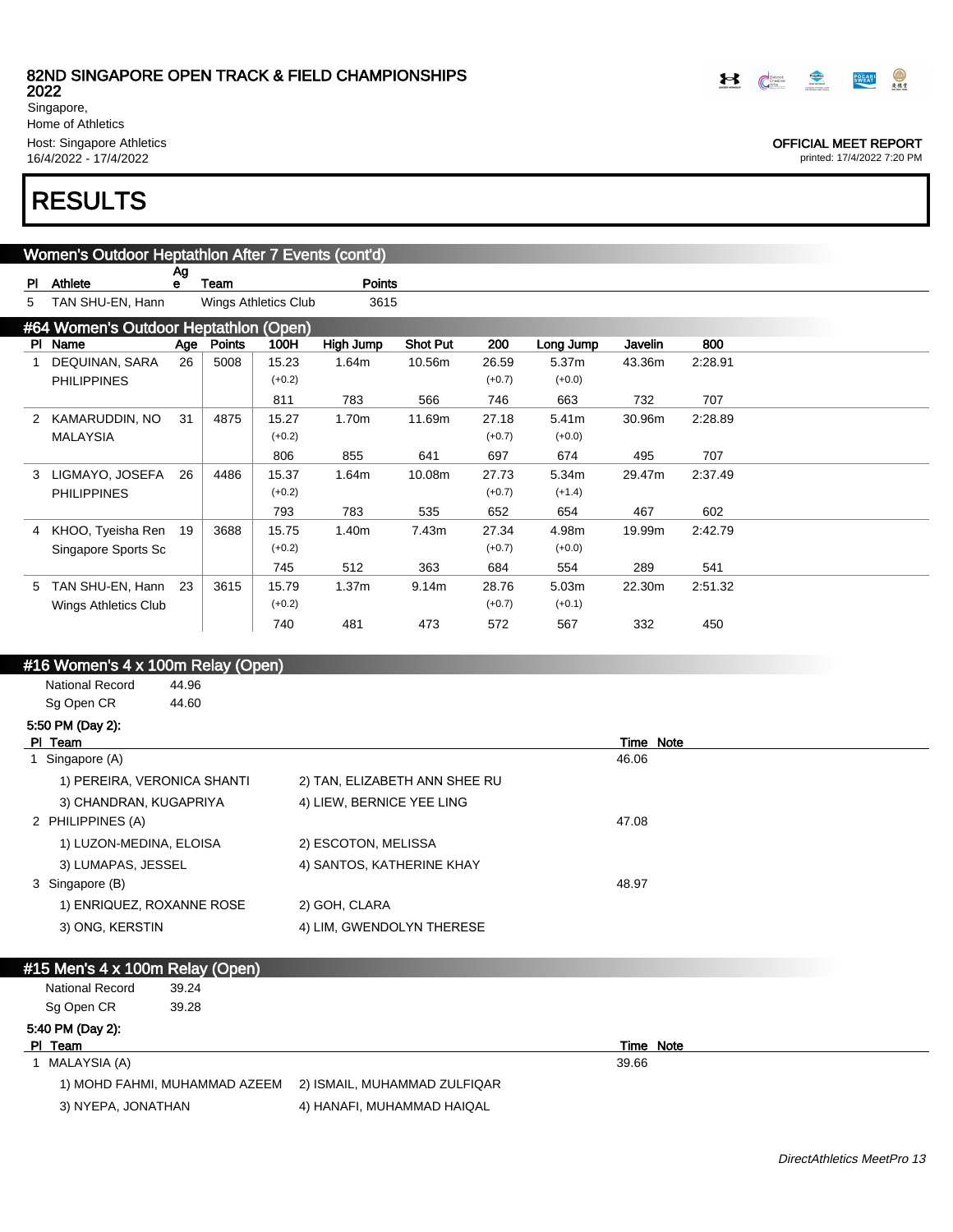# RESULTS

## Women's Outdoor Heptathlon After 7 Events (cont'd)

| Pl | Athlete | Age | Team | Points |
|---|---|---|---|---|
| 5 | TAN SHU-EN, Hann | | Wings Athletics Club | 3615 |

## #64 Women's Outdoor Heptathlon (Open)

| Pl | Name | Age | Points | 100H | High Jump | Shot Put | 200 | Long Jump | Javelin | 800 |
|---|---|---|---|---|---|---|---|---|---|---|
| 1 | DEQUINAN, SARA | 26 | 5008 | 15.23 | 1.64m | 10.56m | 26.59 | 5.37m | 43.36m | 2:28.91 |
| | PHILIPPINES | | | (+0.2) | | | (+0.7) | (+0.0) | | |
| | | | | 811 | 783 | 566 | 746 | 663 | 732 | 707 |
| 2 | KAMARUDDIN, NO | 31 | 4875 | 15.27 | 1.70m | 11.69m | 27.18 | 5.41m | 30.96m | 2:28.89 |
| | MALAYSIA | | | (+0.2) | | | (+0.7) | (+0.0) | | |
| | | | | 806 | 855 | 641 | 697 | 674 | 495 | 707 |
| 3 | LIGMAYO, JOSEFA | 26 | 4486 | 15.37 | 1.64m | 10.08m | 27.73 | 5.34m | 29.47m | 2:37.49 |
| | PHILIPPINES | | | (+0.2) | | | (+0.7) | (+1.4) | | |
| | | | | 793 | 783 | 535 | 652 | 654 | 467 | 602 |
| 4 | KHOO, Tyeisha Ren | 19 | 3688 | 15.75 | 1.40m | 7.43m | 27.34 | 4.98m | 19.99m | 2:42.79 |
| | Singapore Sports Sc | | | (+0.2) | | | (+0.7) | (+0.0) | | |
| | | | | 745 | 512 | 363 | 684 | 554 | 289 | 541 |
| 5 | TAN SHU-EN, Hann | 23 | 3615 | 15.79 | 1.37m | 9.14m | 28.76 | 5.03m | 22.30m | 2:51.32 |
| | Wings Athletics Club | | | (+0.2) | | | (+0.7) | (+0.1) | | |
| | | | | 740 | 481 | 473 | 572 | 567 | 332 | 450 |

## #16 Women's 4 x 100m Relay (Open)

National Record 44.96
Sg Open CR 44.60

**5:50 PM (Day 2):**

| Pl | Team | Time | Note |
|---|---|---|---|
| 1 | Singapore (A) | 46.06 | |
| | 1) PEREIRA, VERONICA SHANTI; 2) TAN, ELIZABETH ANN SHEE RU; 3) CHANDRAN, KUGAPRIYA; 4) LIEW, BERNICE YEE LING | | |
| 2 | PHILIPPINES (A) | 47.08 | |
| | 1) LUZON-MEDINA, ELOISA; 2) ESCOTON, MELISSA; 3) LUMAPAS, JESSEL; 4) SANTOS, KATHERINE KHAY | | |
| 3 | Singapore (B) | 48.97 | |
| | 1) ENRIQUEZ, ROXANNE ROSE; 2) GOH, CLARA; 3) ONG, KERSTIN; 4) LIM, GWENDOLYN THERESE | | |

## #15 Men's 4 x 100m Relay (Open)

National Record 39.24
Sg Open CR 39.28

**5:40 PM (Day 2):**

| Pl | Team | Time | Note |
|---|---|---|---|
| 1 | MALAYSIA (A) | 39.66 | |
| | 1) MOHD FAHMI, MUHAMMAD AZEEM; 2) ISMAIL, MUHAMMAD ZULFIQAR; 3) NYEPA, JONATHAN; 4) HANAFI, MUHAMMAD HAIQAL | | |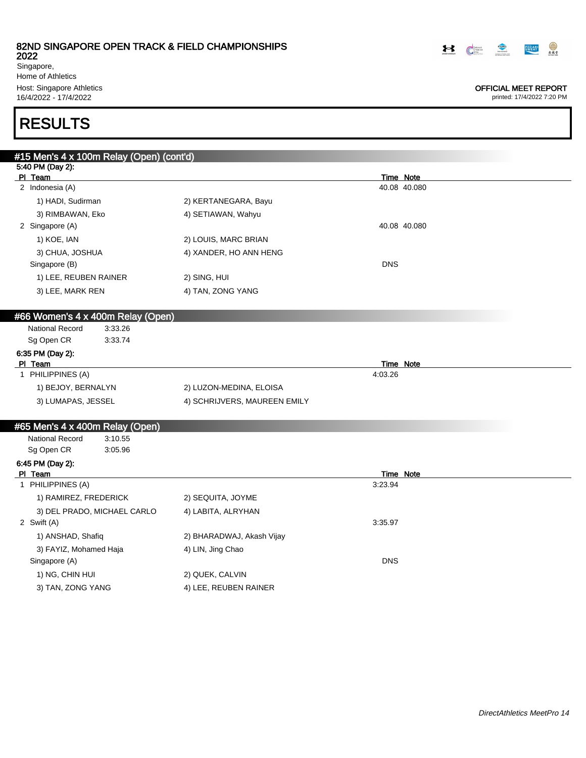# RESULTS

## #15 Men's 4 x 100m Relay (Open) (cont'd)

5:40 PM (Day 2):

| Pl | Team | | Time | Note |
|---|---|---|---|---|
| 2 | Indonesia (A) | | 40.08 | 40.080 |
| | 1) HADI, Sudirman | 2) KERTANEGARA, Bayu | | |
| | 3) RIMBAWAN, Eko | 4) SETIAWAN, Wahyu | | |
| 2 | Singapore (A) | | 40.08 | 40.080 |
| | 1) KOE, IAN | 2) LOUIS, MARC BRIAN | | |
| | 3) CHUA, JOSHUA | 4) XANDER, HO ANN HENG | | |
| | Singapore (B) | | DNS | |
| | 1) LEE, REUBEN RAINER | 2) SING, HUI | | |
| | 3) LEE, MARK REN | 4) TAN, ZONG YANG | | |

## #66 Women's 4 x 400m Relay (Open)

National Record 3:33.26
Sg Open CR 3:33.74

6:35 PM (Day 2):

| Pl | Team | | Time | Note |
|---|---|---|---|---|
| 1 | PHILIPPINES (A) | | 4:03.26 | |
| | 1) BEJOY, BERNALYN | 2) LUZON-MEDINA, ELOISA | | |
| | 3) LUMAPAS, JESSEL | 4) SCHRIJVERS, MAUREEN EMILY | | |

## #65 Men's 4 x 400m Relay (Open)

National Record 3:10.55
Sg Open CR 3:05.96

6:45 PM (Day 2):

| Pl | Team | | Time | Note |
|---|---|---|---|---|
| 1 | PHILIPPINES (A) | | 3:23.94 | |
| | 1) RAMIREZ, FREDERICK | 2) SEQUITA, JOYME | | |
| | 3) DEL PRADO, MICHAEL CARLO | 4) LABITA, ALRYHAN | | |
| 2 | Swift (A) | | 3:35.97 | |
| | 1) ANSHAD, Shafiq | 2) BHARADWAJ, Akash Vijay | | |
| | 3) FAYIZ, Mohamed Haja | 4) LIN, Jing Chao | | |
| | Singapore (A) | | DNS | |
| | 1) NG, CHIN HUI | 2) QUEK, CALVIN | | |
| | 3) TAN, ZONG YANG | 4) LEE, REUBEN RAINER | | |